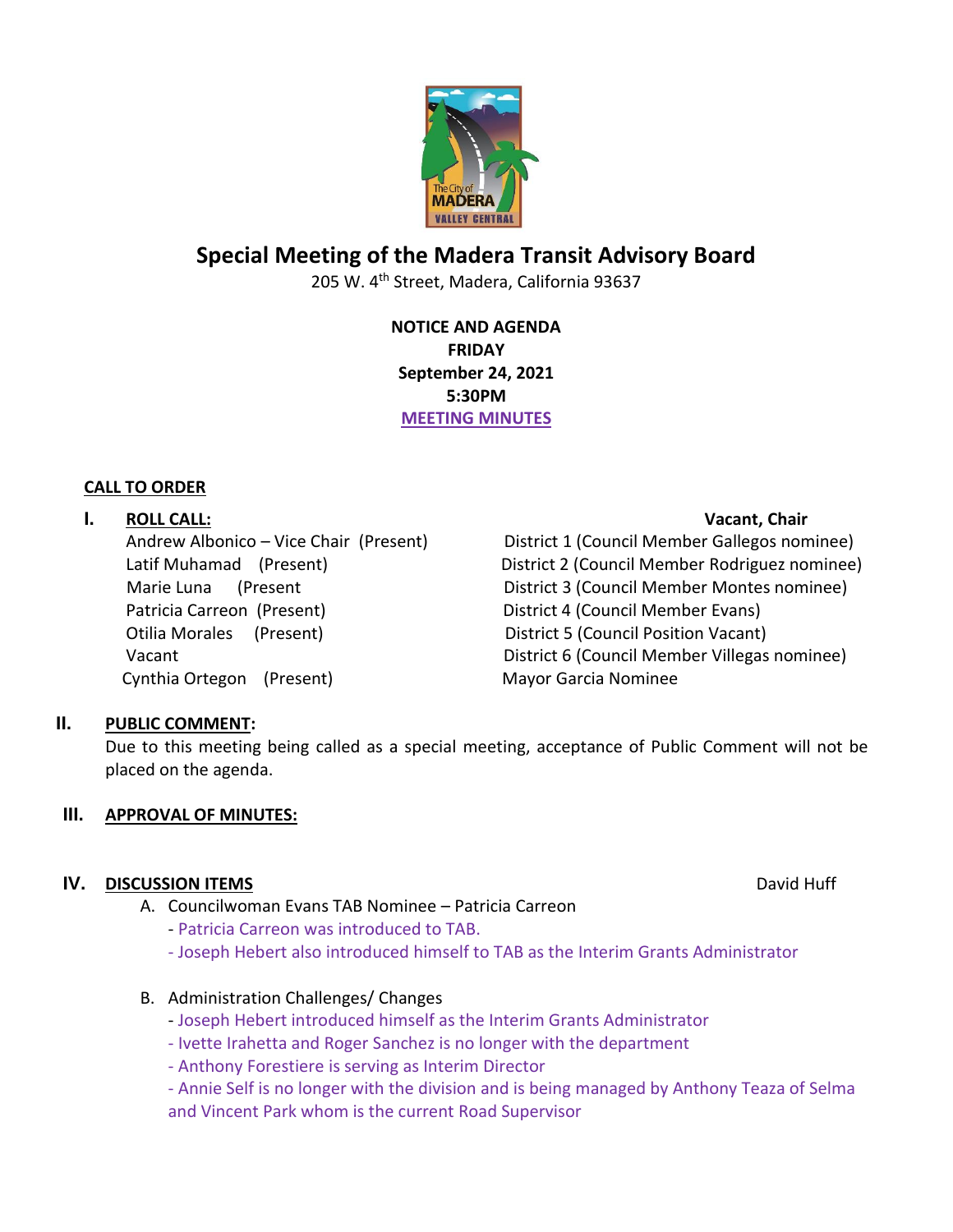# Special Meeting of the Madera Transit Advisory Board

205 W. 4th Street, Madera, California 93637

**NOTICE AND AGENDA**
**FRIDAY**
**September 24, 2021**
**5:30PM**
**MEETING MINUTES**

**CALL TO ORDER**

## I. ROLL CALL:

| | Vacant, Chair |
|---|---|
| Andrew Albonico – Vice Chair (Present) | District 1 (Council Member Gallegos nominee) |
| Latif Muhamad (Present) | District 2 (Council Member Rodriguez nominee) |
| Marie Luna (Present | District 3 (Council Member Montes nominee) |
| Patricia Carreon (Present) | District 4 (Council Member Evans) |
| Otilia Morales (Present) | District 5 (Council Position Vacant) |
| Vacant | District 6 (Council Member Villegas nominee) |
| Cynthia Ortegon (Present) | Mayor Garcia Nominee |

## II. PUBLIC COMMENT:

Due to this meeting being called as a special meeting, acceptance of Public Comment will not be placed on the agenda.

## III. APPROVAL OF MINUTES:

## IV. DISCUSSION ITEMS

David Huff

A. Councilwoman Evans TAB Nominee – Patricia Carreon
- Patricia Carreon was introduced to TAB.
- Joseph Hebert also introduced himself to TAB as the Interim Grants Administrator

B. Administration Challenges/ Changes
- Joseph Hebert introduced himself as the Interim Grants Administrator
- Ivette Irahetta and Roger Sanchez is no longer with the department
- Anthony Forestiere is serving as Interim Director
- Annie Self is no longer with the division and is being managed by Anthony Teaza of Selma and Vincent Park whom is the current Road Supervisor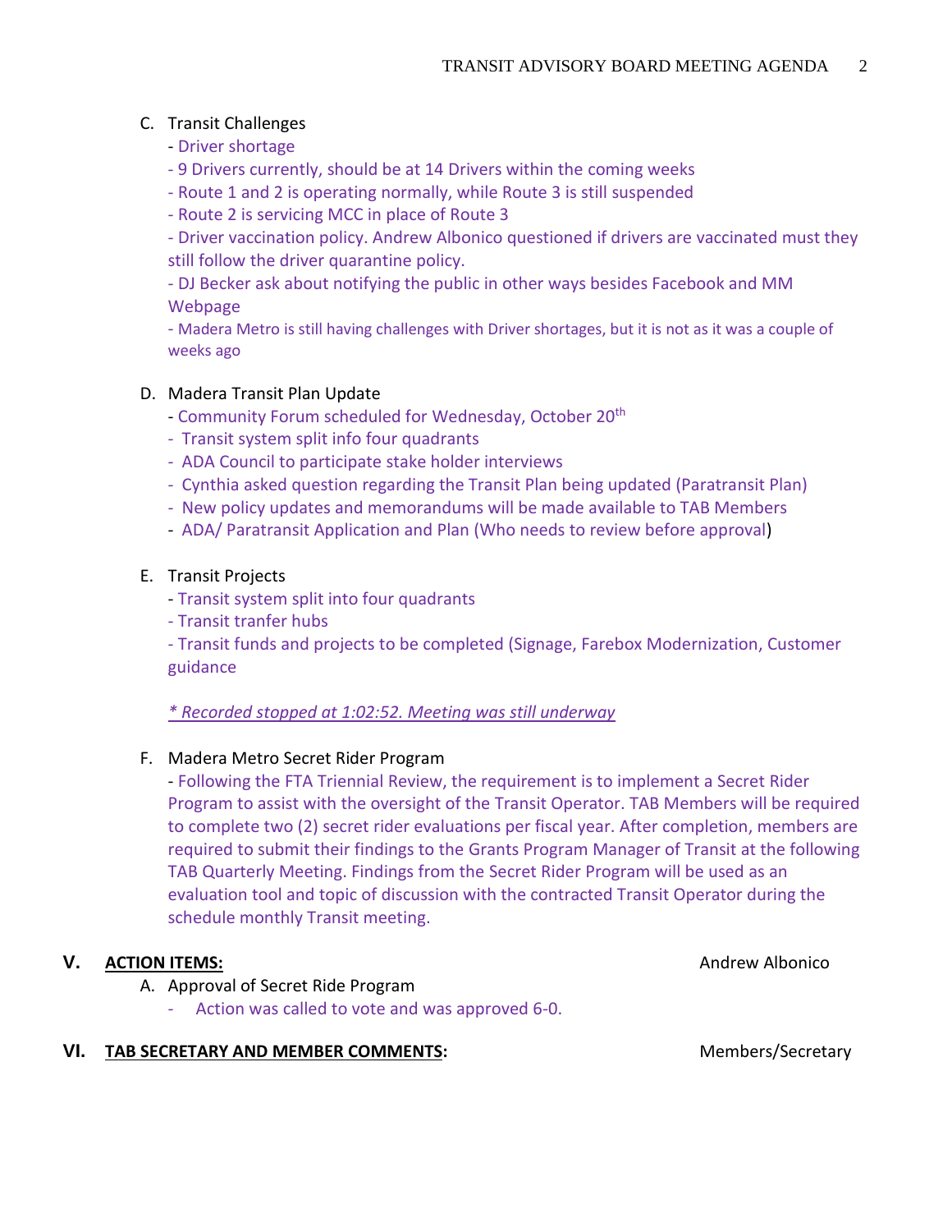C. Transit Challenges
   - Driver shortage
   - 9 Drivers currently, should be at 14 Drivers within the coming weeks
   - Route 1 and 2 is operating normally, while Route 3 is still suspended
   - Route 2 is servicing MCC in place of Route 3
   - Driver vaccination policy. Andrew Albonico questioned if drivers are vaccinated must they still follow the driver quarantine policy.
   - DJ Becker ask about notifying the public in other ways besides Facebook and MM Webpage
   - Madera Metro is still having challenges with Driver shortages, but it is not as it was a couple of weeks ago

D. Madera Transit Plan Update
   - Community Forum scheduled for Wednesday, October 20th
   - Transit system split info four quadrants
   - ADA Council to participate stake holder interviews
   - Cynthia asked question regarding the Transit Plan being updated (Paratransit Plan)
   - New policy updates and memorandums will be made available to TAB Members
   - ADA/ Paratransit Application and Plan (Who needs to review before approval)

E. Transit Projects
   - Transit system split into four quadrants
   - Transit tranfer hubs
   - Transit funds and projects to be completed (Signage, Farebox Modernization, Customer guidance

   *\* Recorded stopped at 1:02:52. Meeting was still underway*

F. Madera Metro Secret Rider Program
   - Following the FTA Triennial Review, the requirement is to implement a Secret Rider Program to assist with the oversight of the Transit Operator. TAB Members will be required to complete two (2) secret rider evaluations per fiscal year. After completion, members are required to submit their findings to the Grants Program Manager of Transit at the following TAB Quarterly Meeting. Findings from the Secret Rider Program will be used as an evaluation tool and topic of discussion with the contracted Transit Operator during the schedule monthly Transit meeting.

## V. **ACTION ITEMS:** Andrew Albonico

A. Approval of Secret Ride Program
   - Action was called to vote and was approved 6-0.

## VI. **TAB SECRETARY AND MEMBER COMMENTS:** Members/Secretary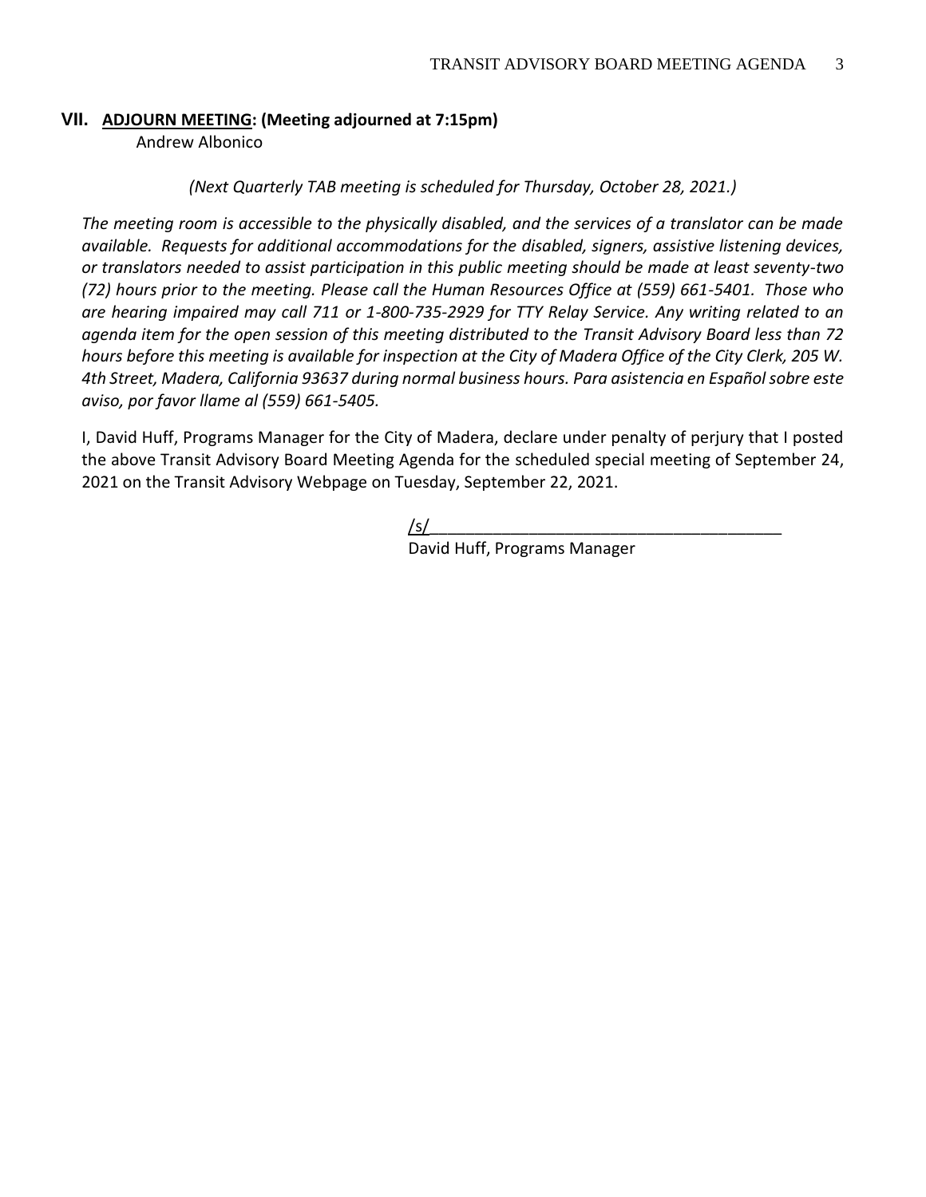## VII. **ADJOURN MEETING: (Meeting adjourned at 7:15pm)**

Andrew Albonico

*(Next Quarterly TAB meeting is scheduled for Thursday, October 28, 2021.)*

*The meeting room is accessible to the physically disabled, and the services of a translator can be made available. Requests for additional accommodations for the disabled, signers, assistive listening devices, or translators needed to assist participation in this public meeting should be made at least seventy-two (72) hours prior to the meeting. Please call the Human Resources Office at (559) 661-5401. Those who are hearing impaired may call 711 or 1-800-735-2929 for TTY Relay Service. Any writing related to an agenda item for the open session of this meeting distributed to the Transit Advisory Board less than 72 hours before this meeting is available for inspection at the City of Madera Office of the City Clerk, 205 W. 4th Street, Madera, California 93637 during normal business hours. Para asistencia en Español sobre este aviso, por favor llame al (559) 661-5405.*

I, David Huff, Programs Manager for the City of Madera, declare under penalty of perjury that I posted the above Transit Advisory Board Meeting Agenda for the scheduled special meeting of September 24, 2021 on the Transit Advisory Webpage on Tuesday, September 22, 2021.

/s/_______________________________________

David Huff, Programs Manager